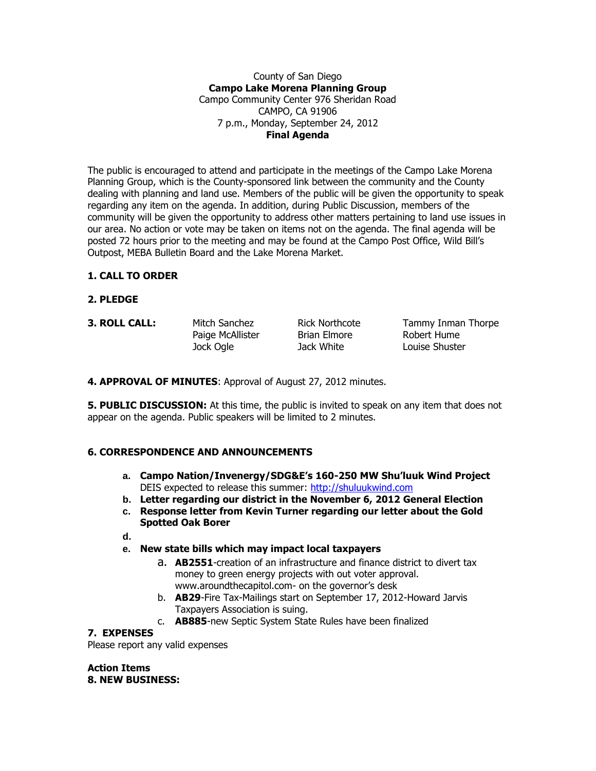County of San Diego

**Campo Lake Morena Planning Group**

Campo Community Center 976 Sheridan Road

CAMPO, CA 91906

7 p.m., Monday, September 24, 2012

**Final Agenda**

The public is encouraged to attend and participate in the meetings of the Campo Lake Morena Planning Group, which is the County-sponsored link between the community and the County dealing with planning and land use. Members of the public will be given the opportunity to speak regarding any item on the agenda. In addition, during Public Discussion, members of the community will be given the opportunity to address other matters pertaining to land use issues in our area. No action or vote may be taken on items not on the agenda. The final agenda will be posted 72 hours prior to the meeting and may be found at the Campo Post Office, Wild Bill's Outpost, MEBA Bulletin Board and the Lake Morena Market.

**1. CALL TO ORDER**

**2. PLEDGE**

**3. ROLL CALL:**

| | | |
|---|---|---|
| Mitch Sanchez | Rick Northcote | Tammy Inman Thorpe |
| Paige McAllister | Brian Elmore | Robert Hume |
| Jock Ogle | Jack White | Louise Shuster |

**4. APPROVAL OF MINUTES**: Approval of August 27, 2012 minutes.

**5. PUBLIC DISCUSSION:** At this time, the public is invited to speak on any item that does not appear on the agenda. Public speakers will be limited to 2 minutes.

**6. CORRESPONDENCE AND ANNOUNCEMENTS**

a. **Campo Nation/Invenergy/SDG&E's 160-250 MW Shu'luuk Wind Project** DEIS expected to release this summer: http://shuluukwind.com
b. **Letter regarding our district in the November 6, 2012 General Election**
c. **Response letter from Kevin Turner regarding our letter about the Gold Spotted Oak Borer**
d. 
e. **New state bills which may impact local taxpayers**
    a. **AB2551**-creation of an infrastructure and finance district to divert tax money to green energy projects with out voter approval. www.aroundthecapitol.com- on the governor's desk
    b. **AB29**-Fire Tax-Mailings start on September 17, 2012-Howard Jarvis Taxpayers Association is suing.
    c. **AB885**-new Septic System State Rules have been finalized

**7. EXPENSES**

Please report any valid expenses

**Action Items**

**8. NEW BUSINESS:**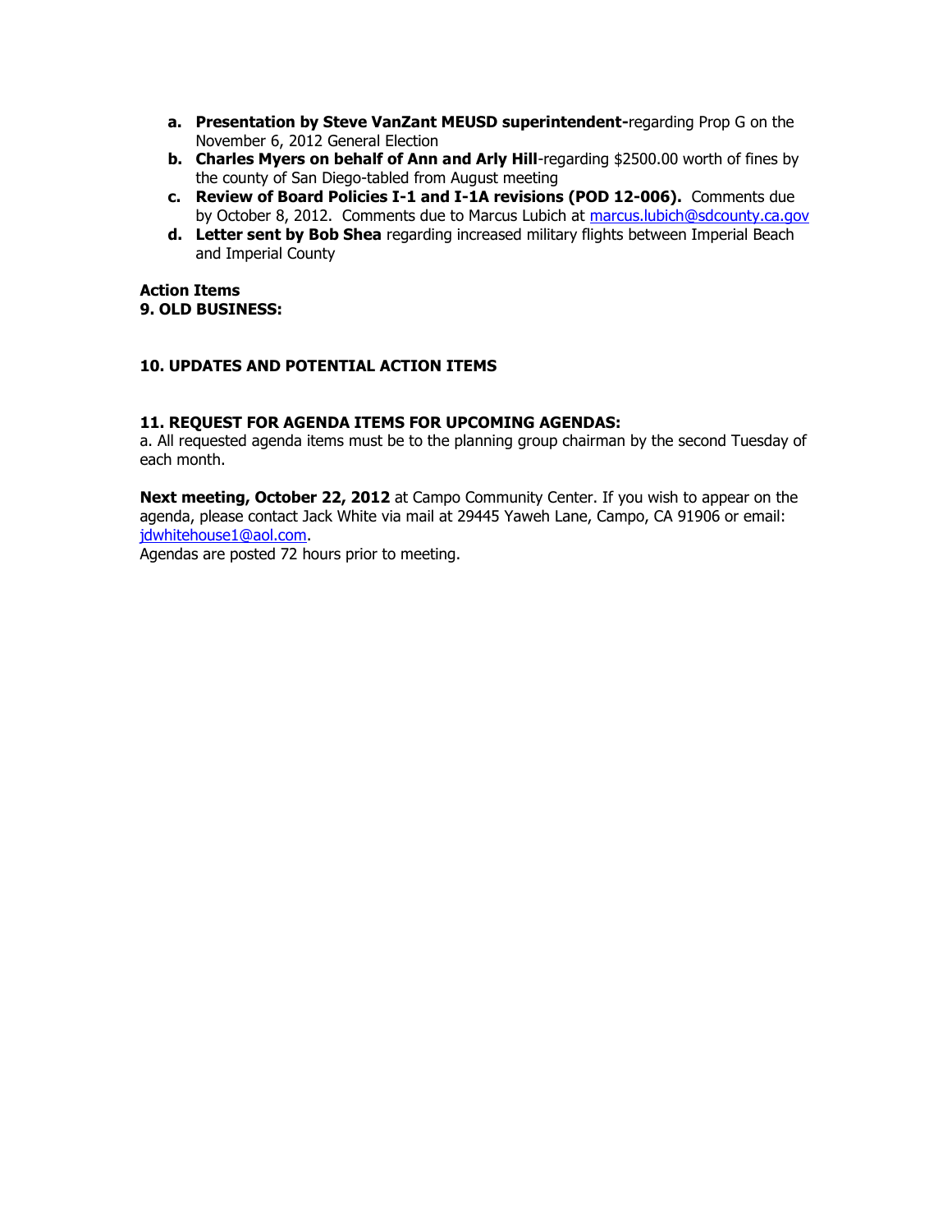a. **Presentation by Steve VanZant MEUSD superintendent-**regarding Prop G on the November 6, 2012 General Election
b. **Charles Myers on behalf of Ann and Arly Hill**-regarding $2500.00 worth of fines by the county of San Diego-tabled from August meeting
c. **Review of Board Policies I-1 and I-1A revisions (POD 12-006).** Comments due by October 8, 2012. Comments due to Marcus Lubich at marcus.lubich@sdcounty.ca.gov
d. **Letter sent by Bob Shea** regarding increased military flights between Imperial Beach and Imperial County

**Action Items**
**9. OLD BUSINESS:**

**10. UPDATES AND POTENTIAL ACTION ITEMS**

**11. REQUEST FOR AGENDA ITEMS FOR UPCOMING AGENDAS:**
a. All requested agenda items must be to the planning group chairman by the second Tuesday of each month.

**Next meeting, October 22, 2012** at Campo Community Center. If you wish to appear on the agenda, please contact Jack White via mail at 29445 Yaweh Lane, Campo, CA 91906 or email: jdwhitehouse1@aol.com.
Agendas are posted 72 hours prior to meeting.